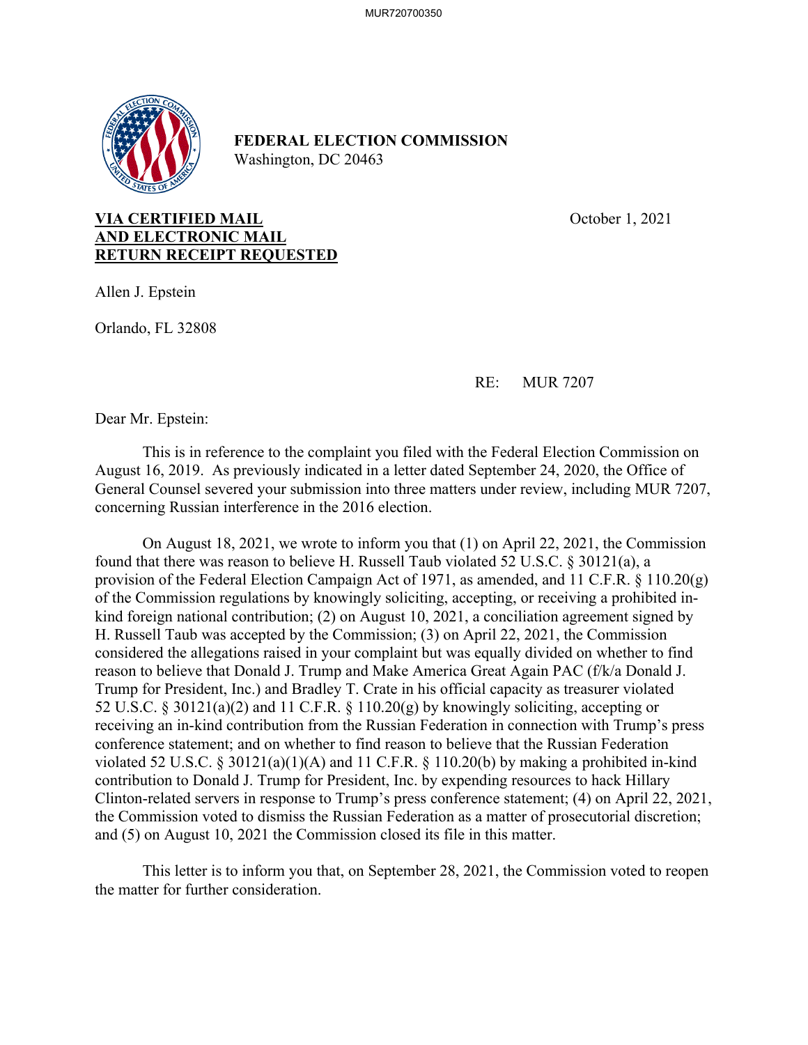**FEDERAL ELECTION COMMISSION**
Washington, DC 20463

**VIA CERTIFIED MAIL**
**AND ELECTRONIC MAIL**
**RETURN RECEIPT REQUESTED**

October 1, 2021

Allen J. Epstein

Orlando, FL 32808

RE: MUR 7207

Dear Mr. Epstein:

This is in reference to the complaint you filed with the Federal Election Commission on August 16, 2019. As previously indicated in a letter dated September 24, 2020, the Office of General Counsel severed your submission into three matters under review, including MUR 7207, concerning Russian interference in the 2016 election.

On August 18, 2021, we wrote to inform you that (1) on April 22, 2021, the Commission found that there was reason to believe H. Russell Taub violated 52 U.S.C. § 30121(a), a provision of the Federal Election Campaign Act of 1971, as amended, and 11 C.F.R. § 110.20(g) of the Commission regulations by knowingly soliciting, accepting, or receiving a prohibited in-kind foreign national contribution; (2) on August 10, 2021, a conciliation agreement signed by H. Russell Taub was accepted by the Commission; (3) on April 22, 2021, the Commission considered the allegations raised in your complaint but was equally divided on whether to find reason to believe that Donald J. Trump and Make America Great Again PAC (f/k/a Donald J. Trump for President, Inc.) and Bradley T. Crate in his official capacity as treasurer violated 52 U.S.C. § 30121(a)(2) and 11 C.F.R. § 110.20(g) by knowingly soliciting, accepting or receiving an in-kind contribution from the Russian Federation in connection with Trump's press conference statement; and on whether to find reason to believe that the Russian Federation violated 52 U.S.C. § 30121(a)(1)(A) and 11 C.F.R. § 110.20(b) by making a prohibited in-kind contribution to Donald J. Trump for President, Inc. by expending resources to hack Hillary Clinton-related servers in response to Trump's press conference statement; (4) on April 22, 2021, the Commission voted to dismiss the Russian Federation as a matter of prosecutorial discretion; and (5) on August 10, 2021 the Commission closed its file in this matter.

This letter is to inform you that, on September 28, 2021, the Commission voted to reopen the matter for further consideration.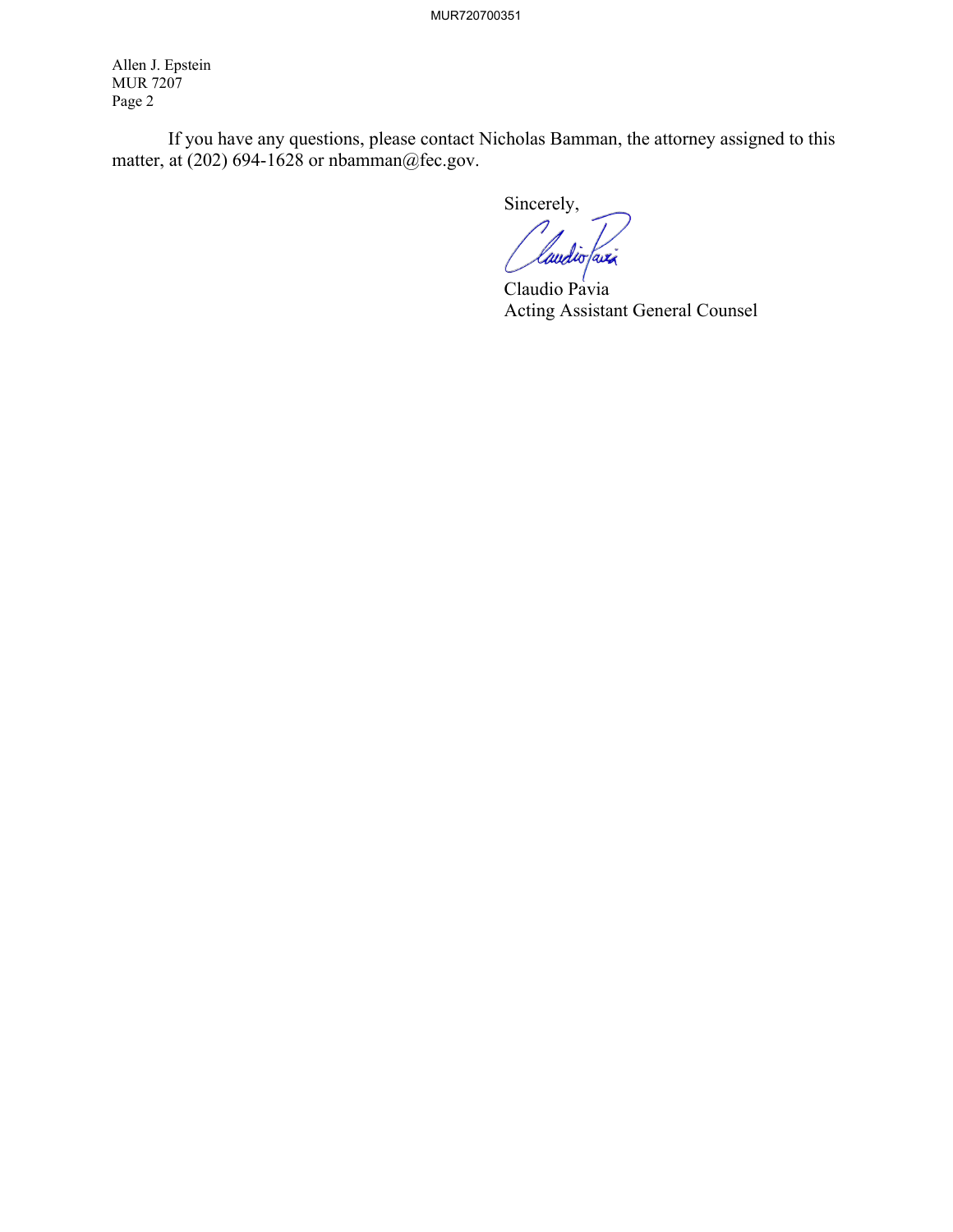Allen J. Epstein
MUR 7207
Page 2

If you have any questions, please contact Nicholas Bamman, the attorney assigned to this matter, at (202) 694-1628 or nbamman@fec.gov.

Sincerely,

Claudio Pavia
Acting Assistant General Counsel